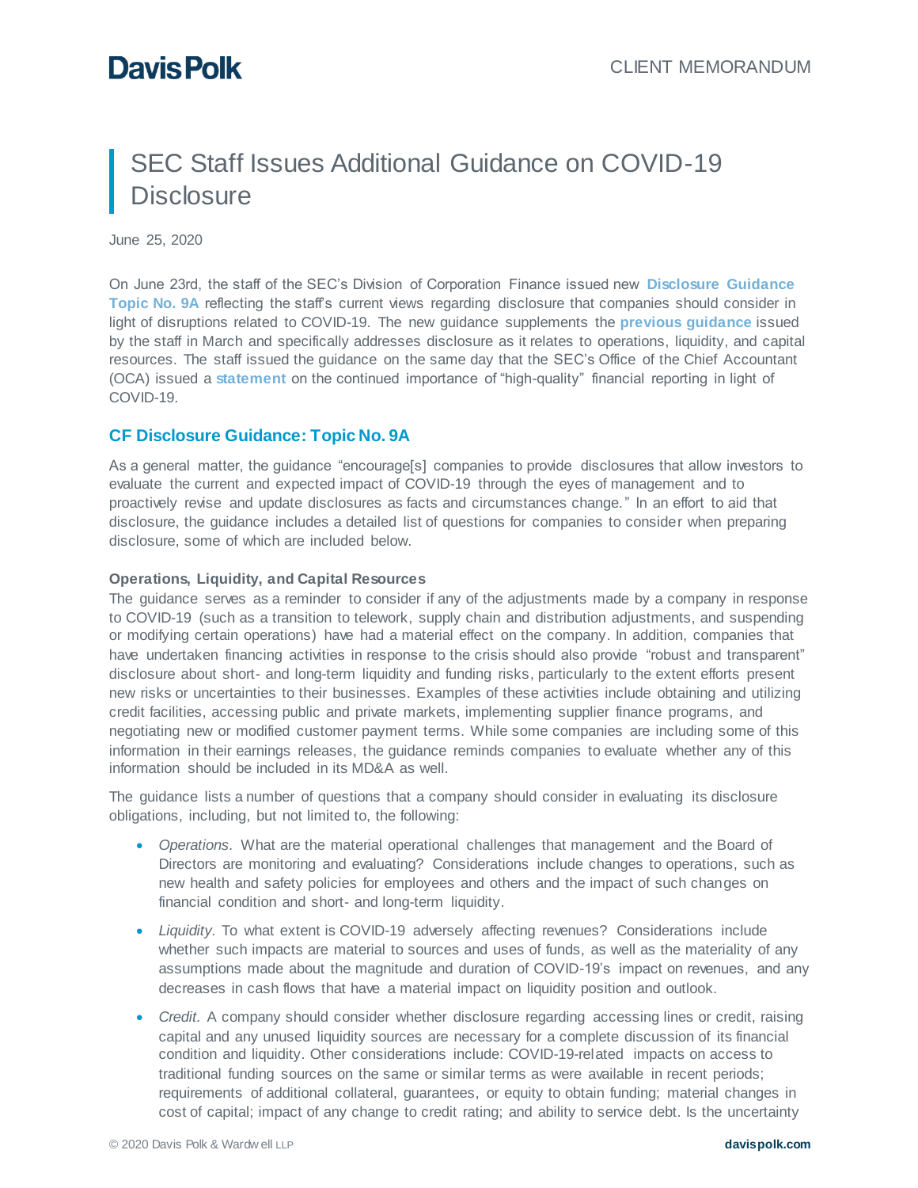# SEC Staff Issues Additional Guidance on COVID-19 Disclosure

June 25, 2020

On June 23rd, the staff of the SEC's Division of Corporation Finance issued new **Disclosure Guidance Topic No. 9A** reflecting the staff's current views regarding disclosure that companies should consider in light of disruptions related to COVID-19. The new guidance supplements the **previous guidance** issued by the staff in March and specifically addresses disclosure as it relates to operations, liquidity, and capital resources. The staff issued the guidance on the same day that the SEC's Office of the Chief Accountant (OCA) issued a **statement** on the continued importance of "high-quality" financial reporting in light of COVID-19.

## CF Disclosure Guidance: Topic No. 9A

As a general matter, the guidance "encourage[s] companies to provide disclosures that allow investors to evaluate the current and expected impact of COVID-19 through the eyes of management and to proactively revise and update disclosures as facts and circumstances change." In an effort to aid that disclosure, the guidance includes a detailed list of questions for companies to consider when preparing disclosure, some of which are included below.

#### Operations, Liquidity, and Capital Resources

The guidance serves as a reminder to consider if any of the adjustments made by a company in response to COVID-19 (such as a transition to telework, supply chain and distribution adjustments, and suspending or modifying certain operations) have had a material effect on the company. In addition, companies that have undertaken financing activities in response to the crisis should also provide "robust and transparent" disclosure about short- and long-term liquidity and funding risks, particularly to the extent efforts present new risks or uncertainties to their businesses. Examples of these activities include obtaining and utilizing credit facilities, accessing public and private markets, implementing supplier finance programs, and negotiating new or modified customer payment terms. While some companies are including some of this information in their earnings releases, the guidance reminds companies to evaluate whether any of this information should be included in its MD&A as well.

The guidance lists a number of questions that a company should consider in evaluating its disclosure obligations, including, but not limited to, the following:

- *Operations.* What are the material operational challenges that management and the Board of Directors are monitoring and evaluating? Considerations include changes to operations, such as new health and safety policies for employees and others and the impact of such changes on financial condition and short- and long-term liquidity.
- *Liquidity.* To what extent is COVID-19 adversely affecting revenues? Considerations include whether such impacts are material to sources and uses of funds, as well as the materiality of any assumptions made about the magnitude and duration of COVID-19's impact on revenues, and any decreases in cash flows that have a material impact on liquidity position and outlook.
- *Credit.* A company should consider whether disclosure regarding accessing lines or credit, raising capital and any unused liquidity sources are necessary for a complete discussion of its financial condition and liquidity. Other considerations include: COVID-19-related impacts on access to traditional funding sources on the same or similar terms as were available in recent periods; requirements of additional collateral, guarantees, or equity to obtain funding; material changes in cost of capital; impact of any change to credit rating; and ability to service debt. Is the uncertainty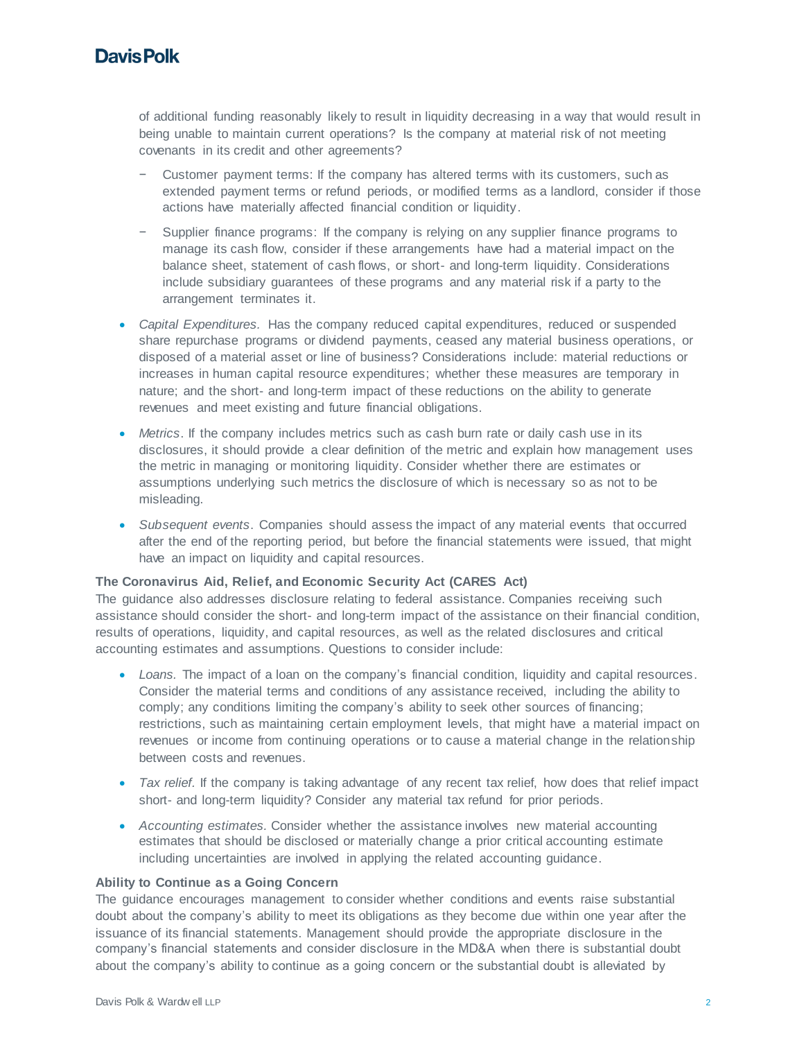of additional funding reasonably likely to result in liquidity decreasing in a way that would result in being unable to maintain current operations? Is the company at material risk of not meeting covenants in its credit and other agreements?

  - Customer payment terms: If the company has altered terms with its customers, such as extended payment terms or refund periods, or modified terms as a landlord, consider if those actions have materially affected financial condition or liquidity.
  - Supplier finance programs: If the company is relying on any supplier finance programs to manage its cash flow, consider if these arrangements have had a material impact on the balance sheet, statement of cash flows, or short- and long-term liquidity. Considerations include subsidiary guarantees of these programs and any material risk if a party to the arrangement terminates it.

- *Capital Expenditures.* Has the company reduced capital expenditures, reduced or suspended share repurchase programs or dividend payments, ceased any material business operations, or disposed of a material asset or line of business? Considerations include: material reductions or increases in human capital resource expenditures; whether these measures are temporary in nature; and the short- and long-term impact of these reductions on the ability to generate revenues and meet existing and future financial obligations.
- *Metrics*. If the company includes metrics such as cash burn rate or daily cash use in its disclosures, it should provide a clear definition of the metric and explain how management uses the metric in managing or monitoring liquidity. Consider whether there are estimates or assumptions underlying such metrics the disclosure of which is necessary so as not to be misleading.
- *Subsequent events*. Companies should assess the impact of any material events that occurred after the end of the reporting period, but before the financial statements were issued, that might have an impact on liquidity and capital resources.

**The Coronavirus Aid, Relief, and Economic Security Act (CARES Act)**

The guidance also addresses disclosure relating to federal assistance. Companies receiving such assistance should consider the short- and long-term impact of the assistance on their financial condition, results of operations, liquidity, and capital resources, as well as the related disclosures and critical accounting estimates and assumptions. Questions to consider include:

- *Loans.* The impact of a loan on the company's financial condition, liquidity and capital resources. Consider the material terms and conditions of any assistance received, including the ability to comply; any conditions limiting the company's ability to seek other sources of financing; restrictions, such as maintaining certain employment levels, that might have a material impact on revenues or income from continuing operations or to cause a material change in the relationship between costs and revenues.
- *Tax relief.* If the company is taking advantage of any recent tax relief, how does that relief impact short- and long-term liquidity? Consider any material tax refund for prior periods.
- *Accounting estimates.* Consider whether the assistance involves new material accounting estimates that should be disclosed or materially change a prior critical accounting estimate including uncertainties are involved in applying the related accounting guidance.

**Ability to Continue as a Going Concern**

The guidance encourages management to consider whether conditions and events raise substantial doubt about the company's ability to meet its obligations as they become due within one year after the issuance of its financial statements. Management should provide the appropriate disclosure in the company's financial statements and consider disclosure in the MD&A when there is substantial doubt about the company's ability to continue as a going concern or the substantial doubt is alleviated by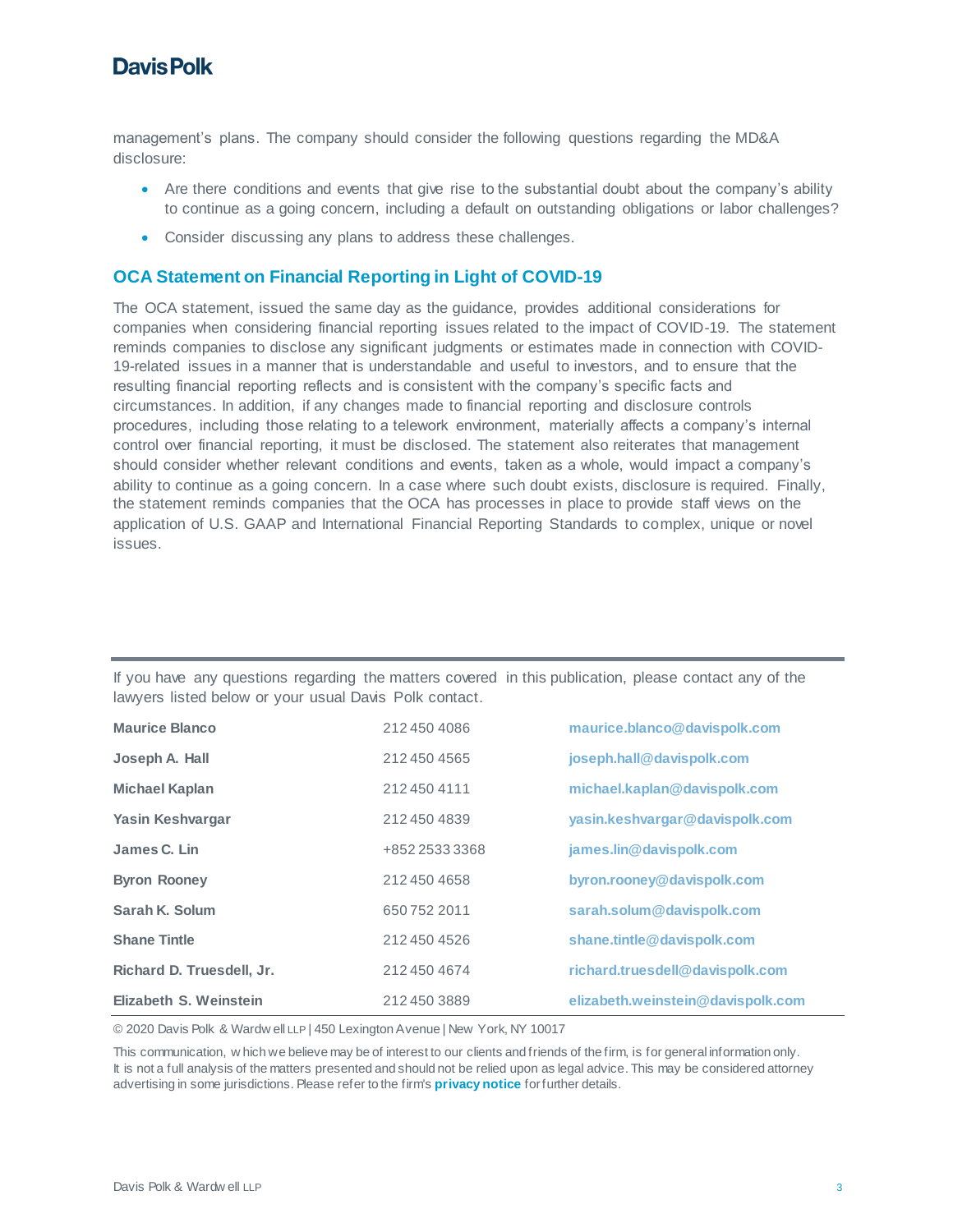management's plans. The company should consider the following questions regarding the MD&A disclosure:

- Are there conditions and events that give rise to the substantial doubt about the company's ability to continue as a going concern, including a default on outstanding obligations or labor challenges?
- Consider discussing any plans to address these challenges.

## OCA Statement on Financial Reporting in Light of COVID-19

The OCA statement, issued the same day as the guidance, provides additional considerations for companies when considering financial reporting issues related to the impact of COVID-19. The statement reminds companies to disclose any significant judgments or estimates made in connection with COVID-19-related issues in a manner that is understandable and useful to investors, and to ensure that the resulting financial reporting reflects and is consistent with the company's specific facts and circumstances. In addition, if any changes made to financial reporting and disclosure controls procedures, including those relating to a telework environment, materially affects a company's internal control over financial reporting, it must be disclosed. The statement also reiterates that management should consider whether relevant conditions and events, taken as a whole, would impact a company's ability to continue as a going concern. In a case where such doubt exists, disclosure is required. Finally, the statement reminds companies that the OCA has processes in place to provide staff views on the application of U.S. GAAP and International Financial Reporting Standards to complex, unique or novel issues.

---

If you have any questions regarding the matters covered in this publication, please contact any of the lawyers listed below or your usual Davis Polk contact.

| | | |
|---|---|---|
| **Maurice Blanco** | 212 450 4086 | maurice.blanco@davispolk.com |
| **Joseph A. Hall** | 212 450 4565 | joseph.hall@davispolk.com |
| **Michael Kaplan** | 212 450 4111 | michael.kaplan@davispolk.com |
| **Yasin Keshvargar** | 212 450 4839 | yasin.keshvargar@davispolk.com |
| **James C. Lin** | +852 2533 3368 | james.lin@davispolk.com |
| **Byron Rooney** | 212 450 4658 | byron.rooney@davispolk.com |
| **Sarah K. Solum** | 650 752 2011 | sarah.solum@davispolk.com |
| **Shane Tintle** | 212 450 4526 | shane.tintle@davispolk.com |
| **Richard D. Truesdell, Jr.** | 212 450 4674 | richard.truesdell@davispolk.com |
| **Elizabeth S. Weinstein** | 212 450 3889 | elizabeth.weinstein@davispolk.com |

© 2020 Davis Polk & Wardwell LLP | 450 Lexington Avenue | New York, NY 10017

This communication, which we believe may be of interest to our clients and friends of the firm, is for general information only. It is not a full analysis of the matters presented and should not be relied upon as legal advice. This may be considered attorney advertising in some jurisdictions. Please refer to the firm's **privacy notice** for further details.